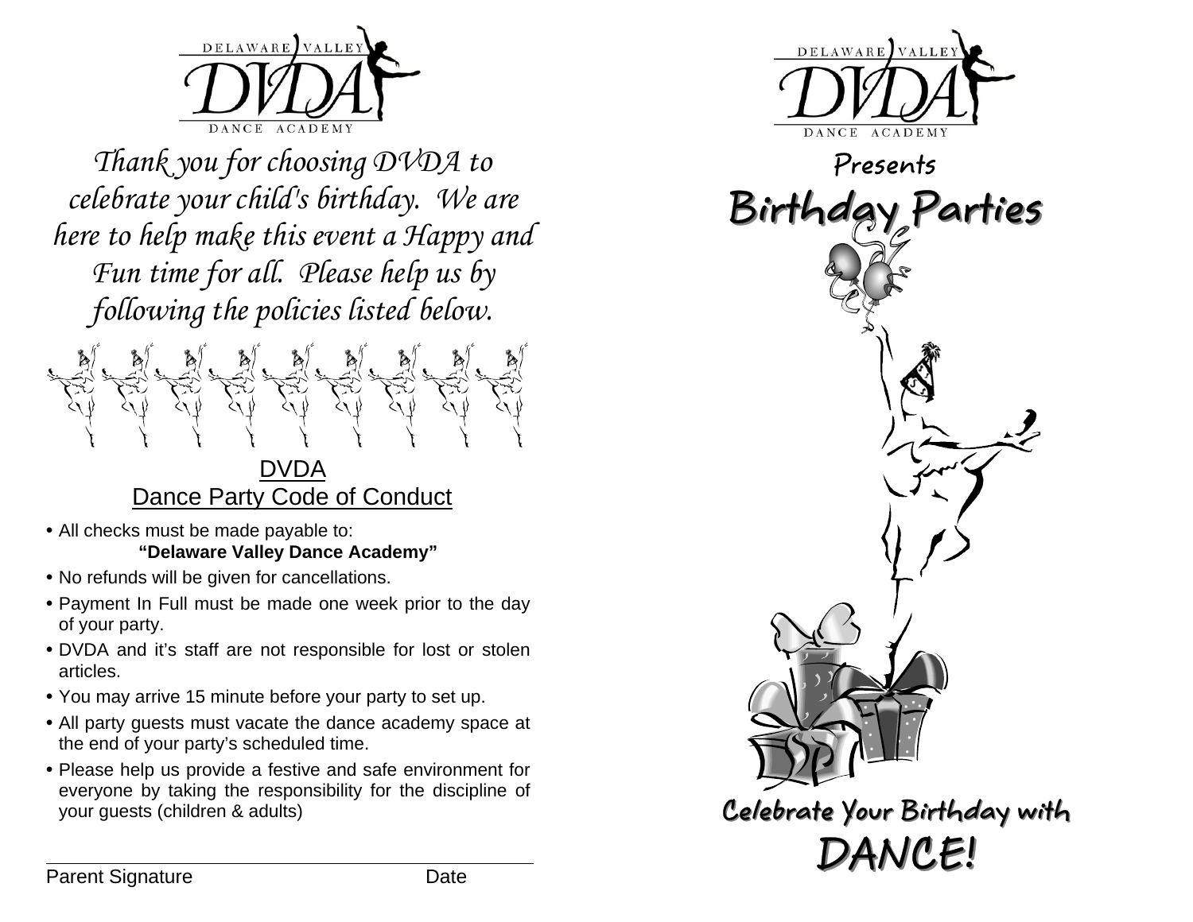DELAWARE VALLEY DVDA DANCE ACADEMY

*Thank you for choosing DVDA to celebrate your child's birthday. We are here to help make this event a Happy and Fun time for all. Please help us by following the policies listed below.*

## DVDA Dance Party Code of Conduct

- All checks must be made payable to: **"Delaware Valley Dance Academy"**
- No refunds will be given for cancellations.
- Payment In Full must be made one week prior to the day of your party.
- DVDA and it's staff are not responsible for lost or stolen articles.
- You may arrive 15 minute before your party to set up.
- All party guests must vacate the dance academy space at the end of your party's scheduled time.
- Please help us provide a festive and safe environment for everyone by taking the responsibility for the discipline of your guests (children & adults)

Parent Signature ____________________ Date ________

DELAWARE VALLEY DVDA DANCE ACADEMY

Presents

# Birthday Parties

## Celebrate Your Birthday with DANCE!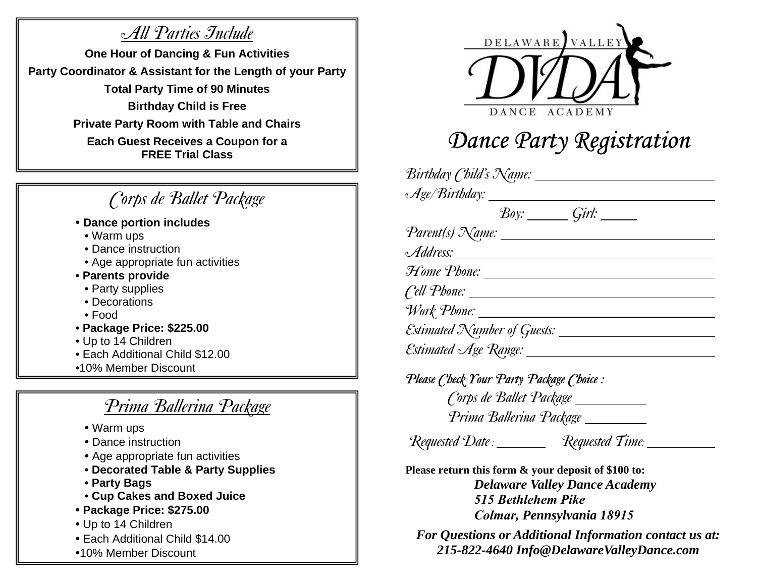## All Parties Include

**One Hour of Dancing & Fun Activities**

**Party Coordinator & Assistant for the Length of your Party**

**Total Party Time of 90 Minutes**

**Birthday Child is Free**

**Private Party Room with Table and Chairs**

**Each Guest Receives a Coupon for a FREE Trial Class**

## Corps de Ballet Package

- **Dance portion includes**
  - Warm ups
  - Dance instruction
  - Age appropriate fun activities
- **Parents provide**
  - Party supplies
  - Decorations
  - Food
- **Package Price: $225.00**
- Up to 14 Children
- Each Additional Child $12.00
- 10% Member Discount

## Prima Ballerina Package

- Warm ups
- Dance instruction
- Age appropriate fun activities
- **Decorated Table & Party Supplies**
- **Party Bags**
- **Cup Cakes and Boxed Juice**
- **Package Price: $275.00**
- Up to 14 Children
- Each Additional Child $14.00
- 10% Member Discount

DELAWARE VALLEY DVDA DANCE ACADEMY

# *Dance Party Registration*

Birthday Child's Name: ______________________

Age/Birthday: ______________________

Boy: ______ Girl: ______

Parent(s) Name: ______________________

Address: ______________________

Home Phone: ______________________

Cell Phone: ______________________

Work Phone: ______________________

Estimated Number of Guests: ______________________

Estimated Age Range: ______________________

*Please Check Your Party Package Choice :*

Corps de Ballet Package ______

Prima Ballerina Package ______

Requested Date : ______ Requested Time: ______

**Please return this form & your deposit of $100 to:**

***Delaware Valley Dance Academy***
***515 Bethlehem Pike***
***Colmar, Pennsylvania 18915***

***For Questions or Additional Information contact us at: 215-822-4640 Info@DelawareValleyDance.com***